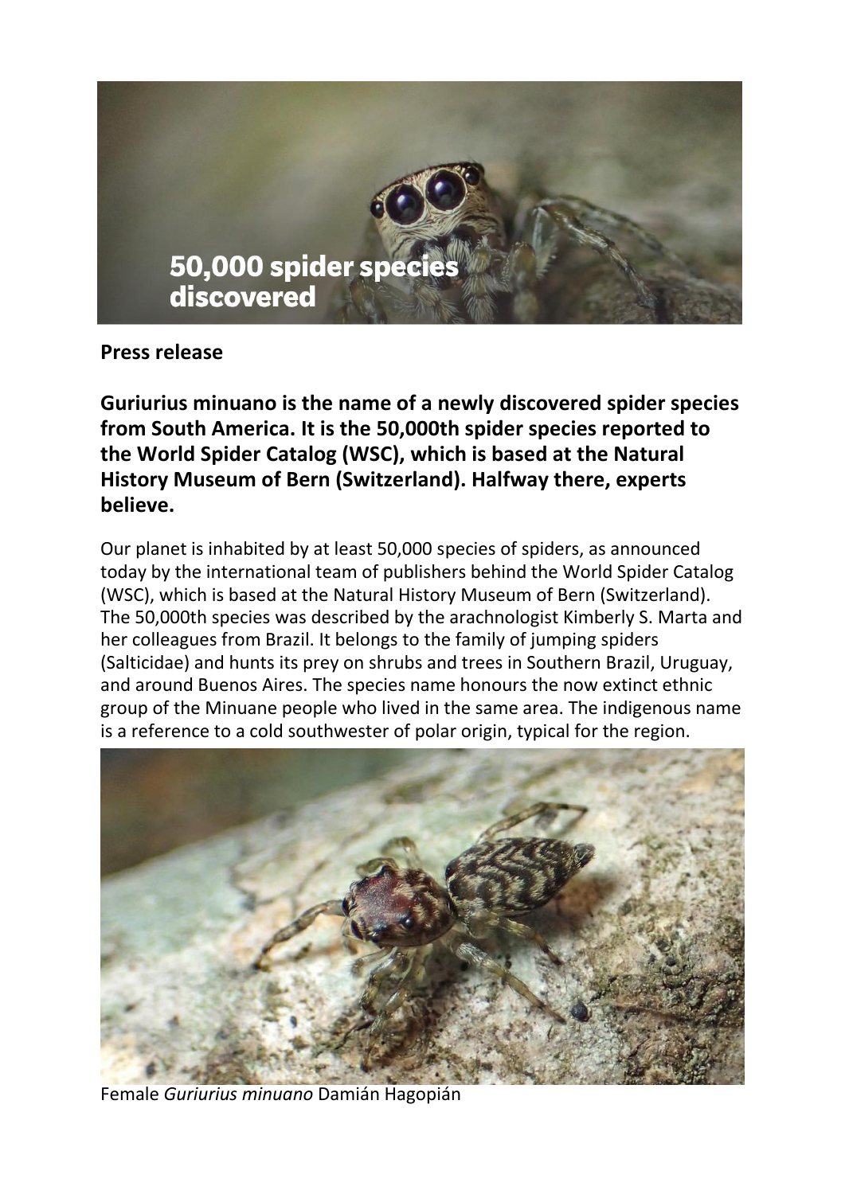50,000 spider species discovered

**Press release**

**Guriurius minuano is the name of a newly discovered spider species from South America. It is the 50,000th spider species reported to the World Spider Catalog (WSC), which is based at the Natural History Museum of Bern (Switzerland). Halfway there, experts believe.**

Our planet is inhabited by at least 50,000 species of spiders, as announced today by the international team of publishers behind the World Spider Catalog (WSC), which is based at the Natural History Museum of Bern (Switzerland). The 50,000th species was described by the arachnologist Kimberly S. Marta and her colleagues from Brazil. It belongs to the family of jumping spiders (Salticidae) and hunts its prey on shrubs and trees in Southern Brazil, Uruguay, and around Buenos Aires. The species name honours the now extinct ethnic group of the Minuane people who lived in the same area. The indigenous name is a reference to a cold southwester of polar origin, typical for the region.

Female *Guriurius minuano* Damián Hagopián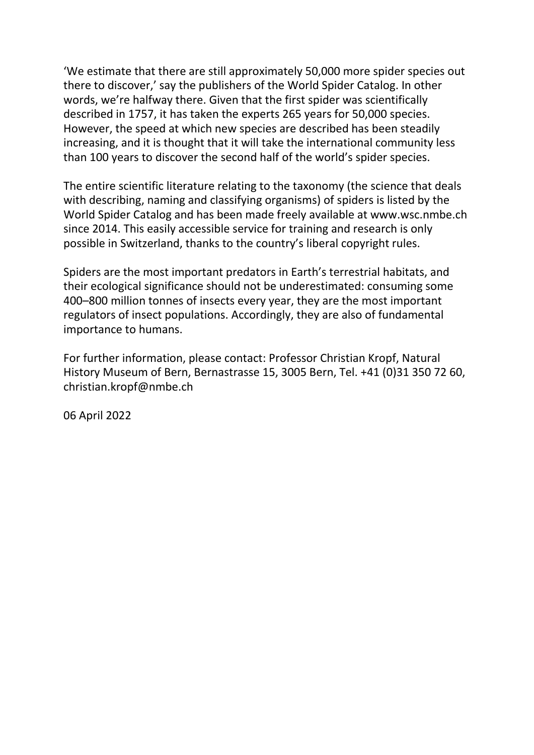'We estimate that there are still approximately 50,000 more spider species out there to discover,' say the publishers of the World Spider Catalog. In other words, we're halfway there. Given that the first spider was scientifically described in 1757, it has taken the experts 265 years for 50,000 species. However, the speed at which new species are described has been steadily increasing, and it is thought that it will take the international community less than 100 years to discover the second half of the world's spider species.

The entire scientific literature relating to the taxonomy (the science that deals with describing, naming and classifying organisms) of spiders is listed by the World Spider Catalog and has been made freely available at www.wsc.nmbe.ch since 2014. This easily accessible service for training and research is only possible in Switzerland, thanks to the country's liberal copyright rules.

Spiders are the most important predators in Earth's terrestrial habitats, and their ecological significance should not be underestimated: consuming some 400–800 million tonnes of insects every year, they are the most important regulators of insect populations. Accordingly, they are also of fundamental importance to humans.

For further information, please contact: Professor Christian Kropf, Natural History Museum of Bern, Bernastrasse 15, 3005 Bern, Tel. +41 (0)31 350 72 60, christian.kropf@nmbe.ch

06 April 2022